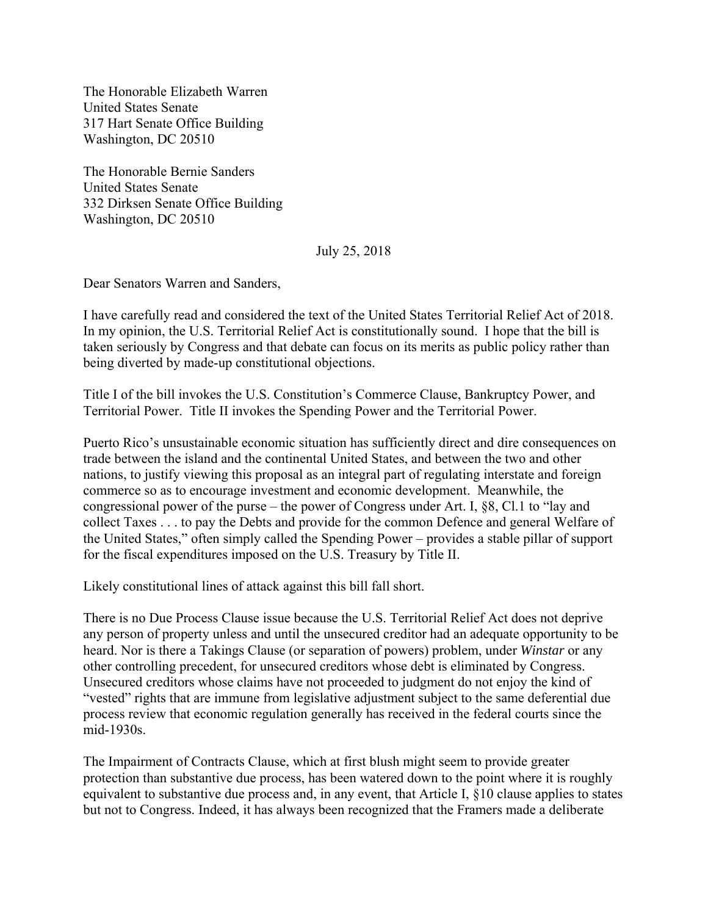The Honorable Elizabeth Warren
United States Senate
317 Hart Senate Office Building
Washington, DC 20510

The Honorable Bernie Sanders
United States Senate
332 Dirksen Senate Office Building
Washington, DC 20510

July 25, 2018

Dear Senators Warren and Sanders,

I have carefully read and considered the text of the United States Territorial Relief Act of 2018. In my opinion, the U.S. Territorial Relief Act is constitutionally sound. I hope that the bill is taken seriously by Congress and that debate can focus on its merits as public policy rather than being diverted by made-up constitutional objections.

Title I of the bill invokes the U.S. Constitution's Commerce Clause, Bankruptcy Power, and Territorial Power. Title II invokes the Spending Power and the Territorial Power.

Puerto Rico's unsustainable economic situation has sufficiently direct and dire consequences on trade between the island and the continental United States, and between the two and other nations, to justify viewing this proposal as an integral part of regulating interstate and foreign commerce so as to encourage investment and economic development. Meanwhile, the congressional power of the purse – the power of Congress under Art. I, §8, Cl.1 to "lay and collect Taxes . . . to pay the Debts and provide for the common Defence and general Welfare of the United States," often simply called the Spending Power – provides a stable pillar of support for the fiscal expenditures imposed on the U.S. Treasury by Title II.

Likely constitutional lines of attack against this bill fall short.

There is no Due Process Clause issue because the U.S. Territorial Relief Act does not deprive any person of property unless and until the unsecured creditor had an adequate opportunity to be heard. Nor is there a Takings Clause (or separation of powers) problem, under *Winstar* or any other controlling precedent, for unsecured creditors whose debt is eliminated by Congress. Unsecured creditors whose claims have not proceeded to judgment do not enjoy the kind of "vested" rights that are immune from legislative adjustment subject to the same deferential due process review that economic regulation generally has received in the federal courts since the mid-1930s.

The Impairment of Contracts Clause, which at first blush might seem to provide greater protection than substantive due process, has been watered down to the point where it is roughly equivalent to substantive due process and, in any event, that Article I, §10 clause applies to states but not to Congress. Indeed, it has always been recognized that the Framers made a deliberate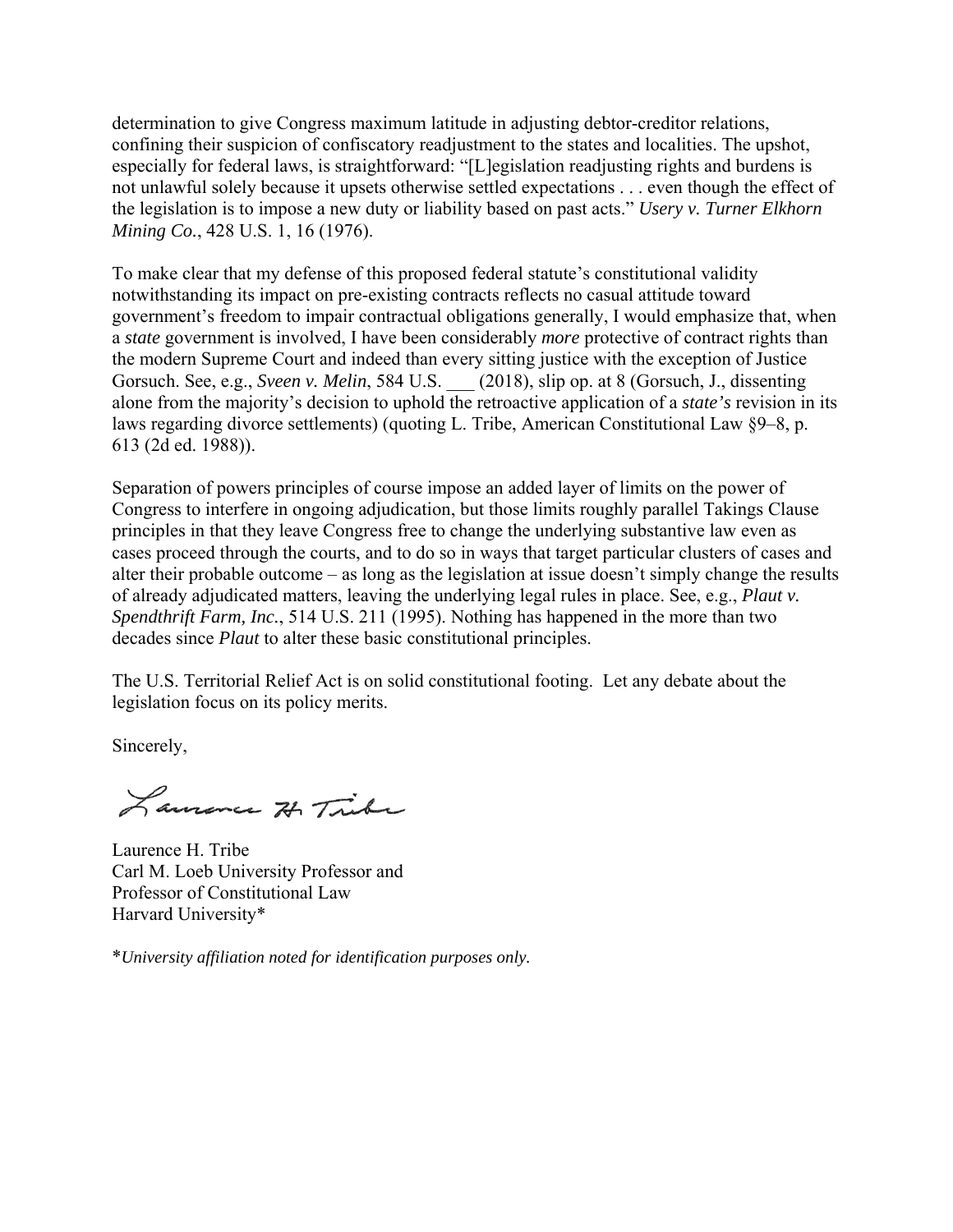determination to give Congress maximum latitude in adjusting debtor-creditor relations, confining their suspicion of confiscatory readjustment to the states and localities. The upshot, especially for federal laws, is straightforward: "[L]egislation readjusting rights and burdens is not unlawful solely because it upsets otherwise settled expectations . . . even though the effect of the legislation is to impose a new duty or liability based on past acts." *Usery v. Turner Elkhorn Mining Co.*, 428 U.S. 1, 16 (1976).

To make clear that my defense of this proposed federal statute's constitutional validity notwithstanding its impact on pre-existing contracts reflects no casual attitude toward government's freedom to impair contractual obligations generally, I would emphasize that, when a *state* government is involved, I have been considerably *more* protective of contract rights than the modern Supreme Court and indeed than every sitting justice with the exception of Justice Gorsuch. See, e.g., *Sveen v. Melin*, 584 U.S. ___ (2018), slip op. at 8 (Gorsuch, J., dissenting alone from the majority's decision to uphold the retroactive application of a *state's* revision in its laws regarding divorce settlements) (quoting L. Tribe, American Constitutional Law §9–8, p. 613 (2d ed. 1988)).

Separation of powers principles of course impose an added layer of limits on the power of Congress to interfere in ongoing adjudication, but those limits roughly parallel Takings Clause principles in that they leave Congress free to change the underlying substantive law even as cases proceed through the courts, and to do so in ways that target particular clusters of cases and alter their probable outcome – as long as the legislation at issue doesn't simply change the results of already adjudicated matters, leaving the underlying legal rules in place. See, e.g., *Plaut v. Spendthrift Farm, Inc.*, 514 U.S. 211 (1995). Nothing has happened in the more than two decades since *Plaut* to alter these basic constitutional principles.

The U.S. Territorial Relief Act is on solid constitutional footing. Let any debate about the legislation focus on its policy merits.

Sincerely,

Laurence H. Tribe

Laurence H. Tribe
Carl M. Loeb University Professor and
Professor of Constitutional Law
Harvard University*

**University affiliation noted for identification purposes only.*